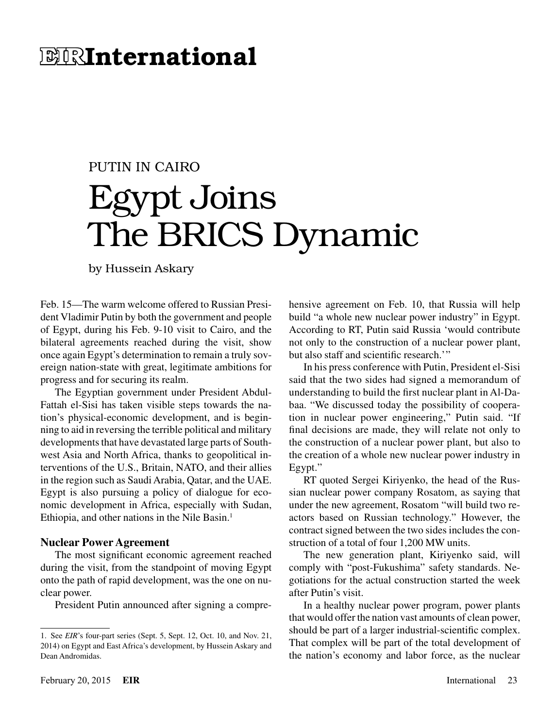# EIR International

PUTIN IN CAIRO

## Egypt Joins The BRICS Dynamic

by Hussein Askary

Feb. 15—The warm welcome offered to Russian President Vladimir Putin by both the government and people of Egypt, during his Feb. 9-10 visit to Cairo, and the bilateral agreements reached during the visit, show once again Egypt's determination to remain a truly sovereign nation-state with great, legitimate ambitions for progress and for securing its realm.

The Egyptian government under President Abdul-Fattah el-Sisi has taken visible steps towards the nation's physical-economic development, and is beginning to aid in reversing the terrible political and military developments that have devastated large parts of Southwest Asia and North Africa, thanks to geopolitical interventions of the U.S., Britain, NATO, and their allies in the region such as Saudi Arabia, Qatar, and the UAE. Egypt is also pursuing a policy of dialogue for economic development in Africa, especially with Sudan, Ethiopia, and other nations in the Nile Basin.[1]

### Nuclear Power Agreement

The most significant economic agreement reached during the visit, from the standpoint of moving Egypt onto the path of rapid development, was the one on nuclear power.

President Putin announced after signing a comprehensive agreement on Feb. 10, that Russia will help build "a whole new nuclear power industry" in Egypt. According to RT, Putin said Russia 'would contribute not only to the construction of a nuclear power plant, but also staff and scientific research.'"

In his press conference with Putin, President el-Sisi said that the two sides had signed a memorandum of understanding to build the first nuclear plant in Al-Dabaa. "We discussed today the possibility of cooperation in nuclear power engineering," Putin said. "If final decisions are made, they will relate not only to the construction of a nuclear power plant, but also to the creation of a whole new nuclear power industry in Egypt."

RT quoted Sergei Kiriyenko, the head of the Russian nuclear power company Rosatom, as saying that under the new agreement, Rosatom "will build two reactors based on Russian technology." However, the contract signed between the two sides includes the construction of a total of four 1,200 MW units.

The new generation plant, Kiriyenko said, will comply with "post-Fukushima" safety standards. Negotiations for the actual construction started the week after Putin's visit.

In a healthy nuclear power program, power plants that would offer the nation vast amounts of clean power, should be part of a larger industrial-scientific complex. That complex will be part of the total development of the nation's economy and labor force, as the nuclear

---

1. See *EIR*'s four-part series (Sept. 5, Sept. 12, Oct. 10, and Nov. 21, 2014) on Egypt and East Africa's development, by Hussein Askary and Dean Andromidas.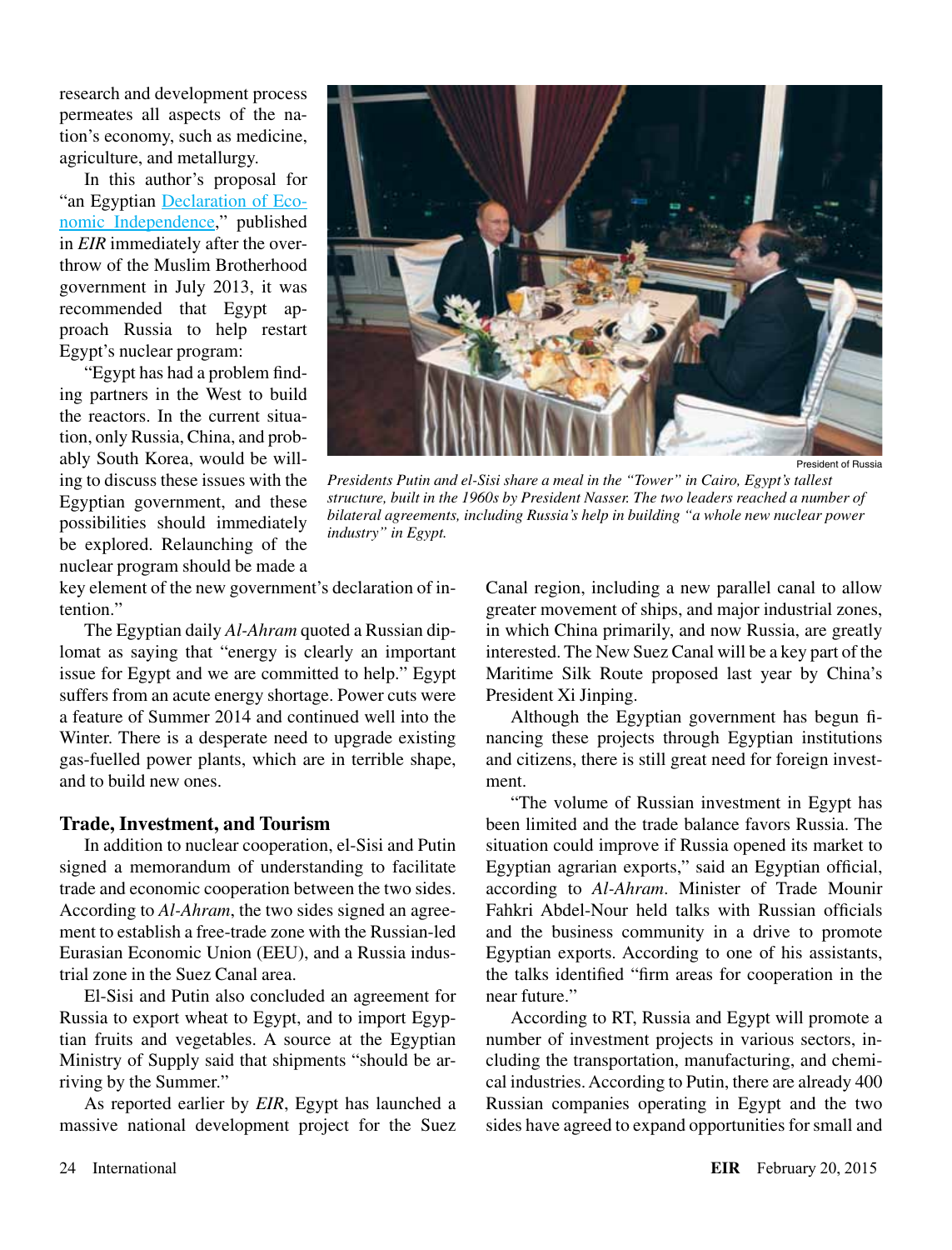research and development process permeates all aspects of the nation's economy, such as medicine, agriculture, and metallurgy.

In this author's proposal for "an Egyptian Declaration of Economic Independence," published in *EIR* immediately after the overthrow of the Muslim Brotherhood government in July 2013, it was recommended that Egypt approach Russia to help restart Egypt's nuclear program:

"Egypt has had a problem finding partners in the West to build the reactors. In the current situation, only Russia, China, and probably South Korea, would be willing to discuss these issues with the Egyptian government, and these possibilities should immediately be explored. Relaunching of the nuclear program should be made a key element of the new government's declaration of intention."

President of Russia

*Presidents Putin and el-Sisi share a meal in the "Tower" in Cairo, Egypt's tallest structure, built in the 1960s by President Nasser. The two leaders reached a number of bilateral agreements, including Russia's help in building "a whole new nuclear power industry" in Egypt.*

The Egyptian daily *Al-Ahram* quoted a Russian diplomat as saying that "energy is clearly an important issue for Egypt and we are committed to help." Egypt suffers from an acute energy shortage. Power cuts were a feature of Summer 2014 and continued well into the Winter. There is a desperate need to upgrade existing gas-fuelled power plants, which are in terrible shape, and to build new ones.

## Trade, Investment, and Tourism

In addition to nuclear cooperation, el-Sisi and Putin signed a memorandum of understanding to facilitate trade and economic cooperation between the two sides. According to *Al-Ahram*, the two sides signed an agreement to establish a free-trade zone with the Russian-led Eurasian Economic Union (EEU), and a Russia industrial zone in the Suez Canal area.

El-Sisi and Putin also concluded an agreement for Russia to export wheat to Egypt, and to import Egyptian fruits and vegetables. A source at the Egyptian Ministry of Supply said that shipments "should be arriving by the Summer."

As reported earlier by *EIR*, Egypt has launched a massive national development project for the Suez Canal region, including a new parallel canal to allow greater movement of ships, and major industrial zones, in which China primarily, and now Russia, are greatly interested. The New Suez Canal will be a key part of the Maritime Silk Route proposed last year by China's President Xi Jinping.

Although the Egyptian government has begun financing these projects through Egyptian institutions and citizens, there is still great need for foreign investment.

"The volume of Russian investment in Egypt has been limited and the trade balance favors Russia. The situation could improve if Russia opened its market to Egyptian agrarian exports," said an Egyptian official, according to *Al-Ahram*. Minister of Trade Mounir Fahkri Abdel-Nour held talks with Russian officials and the business community in a drive to promote Egyptian exports. According to one of his assistants, the talks identified "firm areas for cooperation in the near future."

According to RT, Russia and Egypt will promote a number of investment projects in various sectors, including the transportation, manufacturing, and chemical industries. According to Putin, there are already 400 Russian companies operating in Egypt and the two sides have agreed to expand opportunities for small and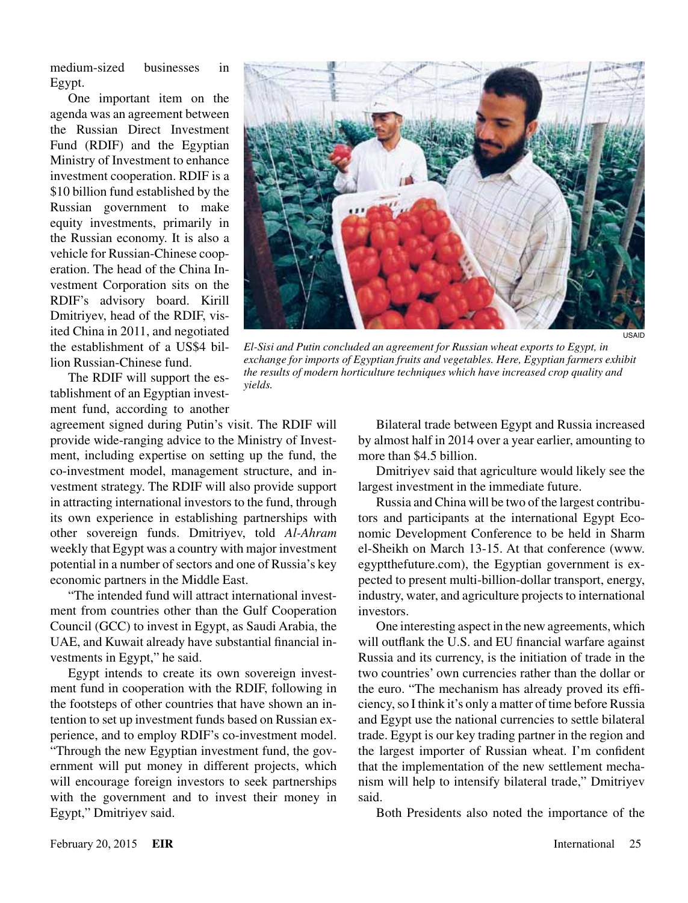medium-sized businesses in Egypt.

One important item on the agenda was an agreement between the Russian Direct Investment Fund (RDIF) and the Egyptian Ministry of Investment to enhance investment cooperation. RDIF is a $10 billion fund established by the Russian government to make equity investments, primarily in the Russian economy. It is also a vehicle for Russian-Chinese cooperation. The head of the China Investment Corporation sits on the RDIF's advisory board. Kirill Dmitriyev, head of the RDIF, visited China in 2011, and negotiated the establishment of a US$4 billion Russian-Chinese fund.

USAID

*El-Sisi and Putin concluded an agreement for Russian wheat exports to Egypt, in exchange for imports of Egyptian fruits and vegetables. Here, Egyptian farmers exhibit the results of modern horticulture techniques which have increased crop quality and yields.*

The RDIF will support the establishment of an Egyptian investment fund, according to another agreement signed during Putin's visit. The RDIF will provide wide-ranging advice to the Ministry of Investment, including expertise on setting up the fund, the co-investment model, management structure, and investment strategy. The RDIF will also provide support in attracting international investors to the fund, through its own experience in establishing partnerships with other sovereign funds. Dmitriyev, told *Al-Ahram* weekly that Egypt was a country with major investment potential in a number of sectors and one of Russia's key economic partners in the Middle East.

"The intended fund will attract international investment from countries other than the Gulf Cooperation Council (GCC) to invest in Egypt, as Saudi Arabia, the UAE, and Kuwait already have substantial financial investments in Egypt," he said.

Egypt intends to create its own sovereign investment fund in cooperation with the RDIF, following in the footsteps of other countries that have shown an intention to set up investment funds based on Russian experience, and to employ RDIF's co-investment model. "Through the new Egyptian investment fund, the government will put money in different projects, which will encourage foreign investors to seek partnerships with the government and to invest their money in Egypt," Dmitriyev said.

Bilateral trade between Egypt and Russia increased by almost half in 2014 over a year earlier, amounting to more than $4.5 billion.

Dmitriyev said that agriculture would likely see the largest investment in the immediate future.

Russia and China will be two of the largest contributors and participants at the international Egypt Economic Development Conference to be held in Sharm el-Sheikh on March 13-15. At that conference (www.egyptthefuture.com), the Egyptian government is expected to present multi-billion-dollar transport, energy, industry, water, and agriculture projects to international investors.

One interesting aspect in the new agreements, which will outflank the U.S. and EU financial warfare against Russia and its currency, is the initiation of trade in the two countries' own currencies rather than the dollar or the euro. "The mechanism has already proved its efficiency, so I think it's only a matter of time before Russia and Egypt use the national currencies to settle bilateral trade. Egypt is our key trading partner in the region and the largest importer of Russian wheat. I'm confident that the implementation of the new settlement mechanism will help to intensify bilateral trade," Dmitriyev said.

Both Presidents also noted the importance of the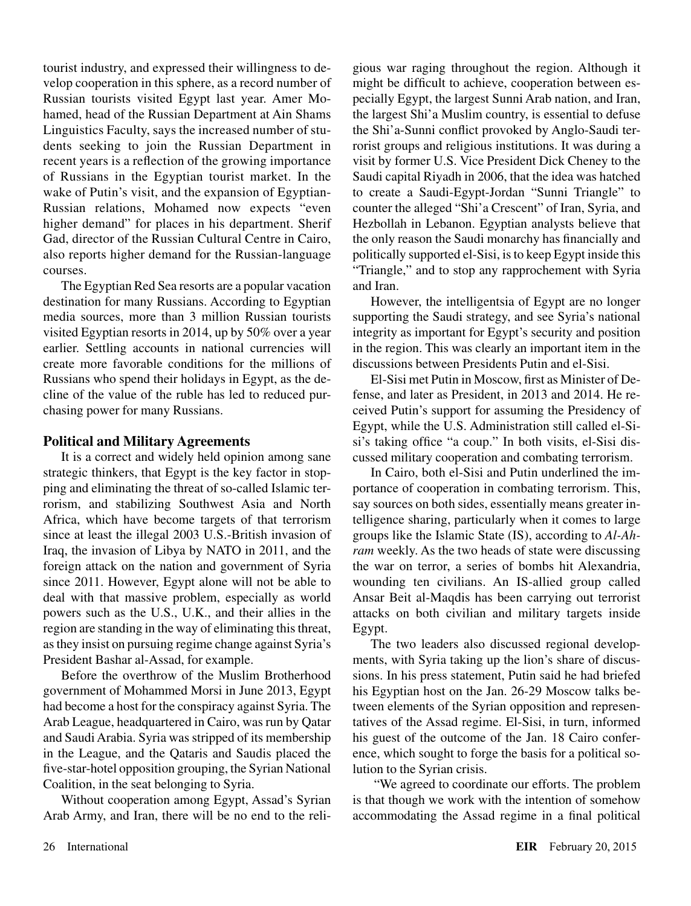tourist industry, and expressed their willingness to develop cooperation in this sphere, as a record number of Russian tourists visited Egypt last year. Amer Mohamed, head of the Russian Department at Ain Shams Linguistics Faculty, says the increased number of students seeking to join the Russian Department in recent years is a reflection of the growing importance of Russians in the Egyptian tourist market. In the wake of Putin's visit, and the expansion of Egyptian-Russian relations, Mohamed now expects "even higher demand" for places in his department. Sherif Gad, director of the Russian Cultural Centre in Cairo, also reports higher demand for the Russian-language courses.

The Egyptian Red Sea resorts are a popular vacation destination for many Russians. According to Egyptian media sources, more than 3 million Russian tourists visited Egyptian resorts in 2014, up by 50% over a year earlier. Settling accounts in national currencies will create more favorable conditions for the millions of Russians who spend their holidays in Egypt, as the decline of the value of the ruble has led to reduced purchasing power for many Russians.

### Political and Military Agreements

It is a correct and widely held opinion among sane strategic thinkers, that Egypt is the key factor in stopping and eliminating the threat of so-called Islamic terrorism, and stabilizing Southwest Asia and North Africa, which have become targets of that terrorism since at least the illegal 2003 U.S.-British invasion of Iraq, the invasion of Libya by NATO in 2011, and the foreign attack on the nation and government of Syria since 2011. However, Egypt alone will not be able to deal with that massive problem, especially as world powers such as the U.S., U.K., and their allies in the region are standing in the way of eliminating this threat, as they insist on pursuing regime change against Syria's President Bashar al-Assad, for example.

Before the overthrow of the Muslim Brotherhood government of Mohammed Morsi in June 2013, Egypt had become a host for the conspiracy against Syria. The Arab League, headquartered in Cairo, was run by Qatar and Saudi Arabia. Syria was stripped of its membership in the League, and the Qataris and Saudis placed the five-star-hotel opposition grouping, the Syrian National Coalition, in the seat belonging to Syria.

Without cooperation among Egypt, Assad's Syrian Arab Army, and Iran, there will be no end to the religious war raging throughout the region. Although it might be difficult to achieve, cooperation between especially Egypt, the largest Sunni Arab nation, and Iran, the largest Shi'a Muslim country, is essential to defuse the Shi'a-Sunni conflict provoked by Anglo-Saudi terrorist groups and religious institutions. It was during a visit by former U.S. Vice President Dick Cheney to the Saudi capital Riyadh in 2006, that the idea was hatched to create a Saudi-Egypt-Jordan "Sunni Triangle" to counter the alleged "Shi'a Crescent" of Iran, Syria, and Hezbollah in Lebanon. Egyptian analysts believe that the only reason the Saudi monarchy has financially and politically supported el-Sisi, is to keep Egypt inside this "Triangle," and to stop any rapprochement with Syria and Iran.

However, the intelligentsia of Egypt are no longer supporting the Saudi strategy, and see Syria's national integrity as important for Egypt's security and position in the region. This was clearly an important item in the discussions between Presidents Putin and el-Sisi.

El-Sisi met Putin in Moscow, first as Minister of Defense, and later as President, in 2013 and 2014. He received Putin's support for assuming the Presidency of Egypt, while the U.S. Administration still called el-Sisi's taking office "a coup." In both visits, el-Sisi discussed military cooperation and combating terrorism.

In Cairo, both el-Sisi and Putin underlined the importance of cooperation in combating terrorism. This, say sources on both sides, essentially means greater intelligence sharing, particularly when it comes to large groups like the Islamic State (IS), according to *Al-Ahram* weekly. As the two heads of state were discussing the war on terror, a series of bombs hit Alexandria, wounding ten civilians. An IS-allied group called Ansar Beit al-Maqdis has been carrying out terrorist attacks on both civilian and military targets inside Egypt.

The two leaders also discussed regional developments, with Syria taking up the lion's share of discussions. In his press statement, Putin said he had briefed his Egyptian host on the Jan. 26-29 Moscow talks between elements of the Syrian opposition and representatives of the Assad regime. El-Sisi, in turn, informed his guest of the outcome of the Jan. 18 Cairo conference, which sought to forge the basis for a political solution to the Syrian crisis.

"We agreed to coordinate our efforts. The problem is that though we work with the intention of somehow accommodating the Assad regime in a final political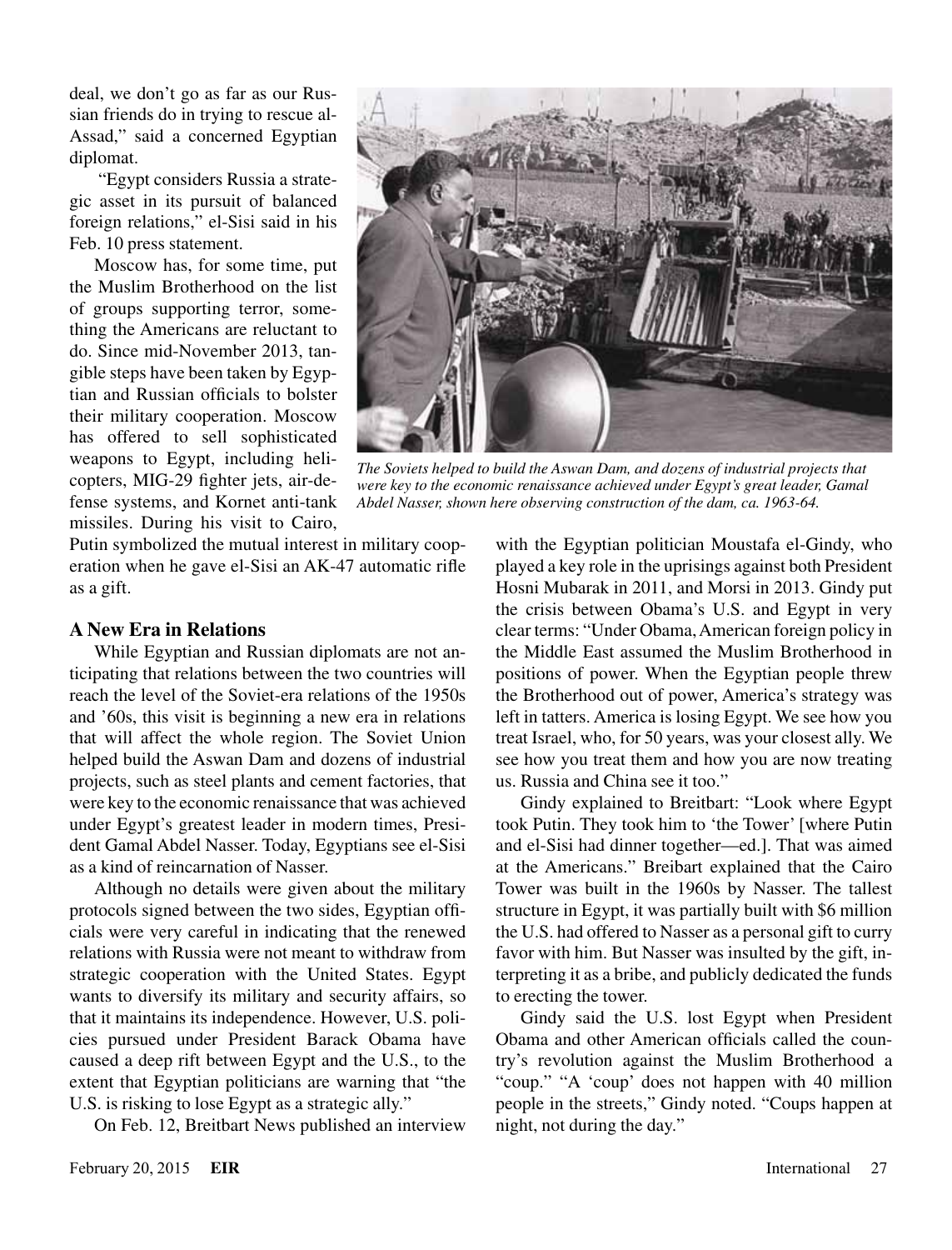deal, we don't go as far as our Russian friends do in trying to rescue al-Assad," said a concerned Egyptian diplomat.

"Egypt considers Russia a strategic asset in its pursuit of balanced foreign relations," el-Sisi said in his Feb. 10 press statement.

Moscow has, for some time, put the Muslim Brotherhood on the list of groups supporting terror, something the Americans are reluctant to do. Since mid-November 2013, tangible steps have been taken by Egyptian and Russian officials to bolster their military cooperation. Moscow has offered to sell sophisticated weapons to Egypt, including helicopters, MIG-29 fighter jets, air-defense systems, and Kornet anti-tank missiles. During his visit to Cairo, Putin symbolized the mutual interest in military cooperation when he gave el-Sisi an AK-47 automatic rifle as a gift.

*The Soviets helped to build the Aswan Dam, and dozens of industrial projects that were key to the economic renaissance achieved under Egypt's great leader, Gamal Abdel Nasser, shown here observing construction of the dam, ca. 1963-64.*

## A New Era in Relations

While Egyptian and Russian diplomats are not anticipating that relations between the two countries will reach the level of the Soviet-era relations of the 1950s and '60s, this visit is beginning a new era in relations that will affect the whole region. The Soviet Union helped build the Aswan Dam and dozens of industrial projects, such as steel plants and cement factories, that were key to the economic renaissance that was achieved under Egypt's greatest leader in modern times, President Gamal Abdel Nasser. Today, Egyptians see el-Sisi as a kind of reincarnation of Nasser.

Although no details were given about the military protocols signed between the two sides, Egyptian officials were very careful in indicating that the renewed relations with Russia were not meant to withdraw from strategic cooperation with the United States. Egypt wants to diversify its military and security affairs, so that it maintains its independence. However, U.S. policies pursued under President Barack Obama have caused a deep rift between Egypt and the U.S., to the extent that Egyptian politicians are warning that "the U.S. is risking to lose Egypt as a strategic ally."

On Feb. 12, Breitbart News published an interview with the Egyptian politician Moustafa el-Gindy, who played a key role in the uprisings against both President Hosni Mubarak in 2011, and Morsi in 2013. Gindy put the crisis between Obama's U.S. and Egypt in very clear terms: "Under Obama, American foreign policy in the Middle East assumed the Muslim Brotherhood in positions of power. When the Egyptian people threw the Brotherhood out of power, America's strategy was left in tatters. America is losing Egypt. We see how you treat Israel, who, for 50 years, was your closest ally. We see how you treat them and how you are now treating us. Russia and China see it too."

Gindy explained to Breitbart: "Look where Egypt took Putin. They took him to 'the Tower' [where Putin and el-Sisi had dinner together—ed.]. That was aimed at the Americans." Breibart explained that the Cairo Tower was built in the 1960s by Nasser. The tallest structure in Egypt, it was partially built with $6 million the U.S. had offered to Nasser as a personal gift to curry favor with him. But Nasser was insulted by the gift, interpreting it as a bribe, and publicly dedicated the funds to erecting the tower.

Gindy said the U.S. lost Egypt when President Obama and other American officials called the country's revolution against the Muslim Brotherhood a "coup." "A 'coup' does not happen with 40 million people in the streets," Gindy noted. "Coups happen at night, not during the day."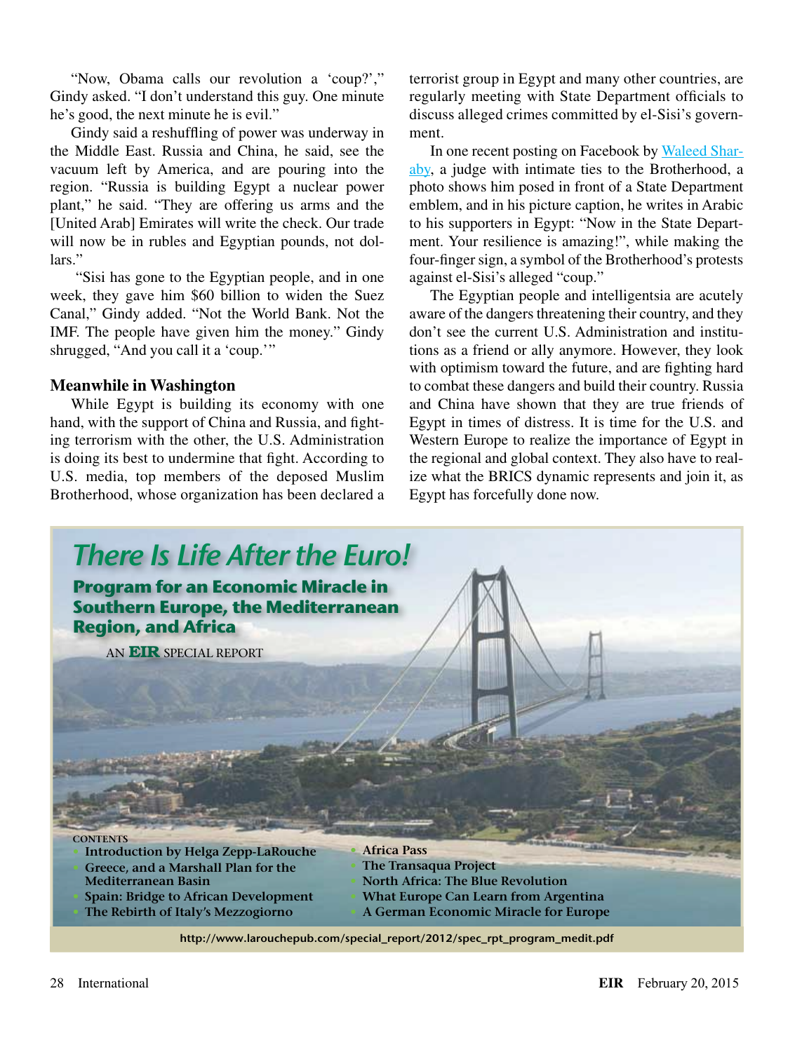"Now, Obama calls our revolution a 'coup?'," Gindy asked. "I don't understand this guy. One minute he's good, the next minute he is evil."

Gindy said a reshuffling of power was underway in the Middle East. Russia and China, he said, see the vacuum left by America, and are pouring into the region. "Russia is building Egypt a nuclear power plant," he said. "They are offering us arms and the [United Arab] Emirates will write the check. Our trade will now be in rubles and Egyptian pounds, not dollars."

"Sisi has gone to the Egyptian people, and in one week, they gave him $60 billion to widen the Suez Canal," Gindy added. "Not the World Bank. Not the IMF. The people have given him the money." Gindy shrugged, "And you call it a 'coup.'"

### Meanwhile in Washington

While Egypt is building its economy with one hand, with the support of China and Russia, and fighting terrorism with the other, the U.S. Administration is doing its best to undermine that fight. According to U.S. media, top members of the deposed Muslim Brotherhood, whose organization has been declared a terrorist group in Egypt and many other countries, are regularly meeting with State Department officials to discuss alleged crimes committed by el-Sisi's government.

In one recent posting on Facebook by Waleed Sharaby, a judge with intimate ties to the Brotherhood, a photo shows him posed in front of a State Department emblem, and in his picture caption, he writes in Arabic to his supporters in Egypt: "Now in the State Department. Your resilience is amazing!", while making the four-finger sign, a symbol of the Brotherhood's protests against el-Sisi's alleged "coup."

The Egyptian people and intelligentsia are acutely aware of the dangers threatening their country, and they don't see the current U.S. Administration and institutions as a friend or ally anymore. However, they look with optimism toward the future, and are fighting hard to combat these dangers and build their country. Russia and China have shown that they are true friends of Egypt in times of distress. It is time for the U.S. and Western Europe to realize the importance of Egypt in the regional and global context. They also have to realize what the BRICS dynamic represents and join it, as Egypt has forcefully done now.

## *There Is Life After the Euro!*

### Program for an Economic Miracle in Southern Europe, the Mediterranean Region, and Africa

AN EIR SPECIAL REPORT

CONTENTS

- Introduction by Helga Zepp-LaRouche
- Greece, and a Marshall Plan for the Mediterranean Basin
- Spain: Bridge to African Development
- The Rebirth of Italy's Mezzogiorno
- Africa Pass
- The Transaqua Project
- North Africa: The Blue Revolution
- What Europe Can Learn from Argentina
- A German Economic Miracle for Europe

http://www.larouchepub.com/special_report/2012/spec_rpt_program_medit.pdf